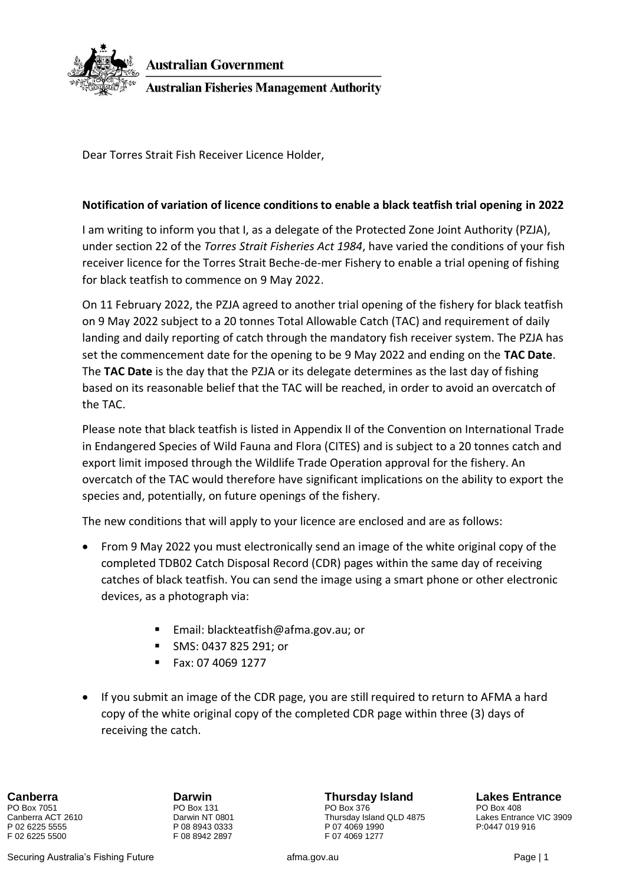Australian Government

Australian Fisheries Management Authority

Dear Torres Strait Fish Receiver Licence Holder,

**Notification of variation of licence conditions to enable a black teatfish trial opening in 2022**

I am writing to inform you that I, as a delegate of the Protected Zone Joint Authority (PZJA), under section 22 of the *Torres Strait Fisheries Act 1984*, have varied the conditions of your fish receiver licence for the Torres Strait Beche-de-mer Fishery to enable a trial opening of fishing for black teatfish to commence on 9 May 2022.

On 11 February 2022, the PZJA agreed to another trial opening of the fishery for black teatfish on 9 May 2022 subject to a 20 tonnes Total Allowable Catch (TAC) and requirement of daily landing and daily reporting of catch through the mandatory fish receiver system. The PZJA has set the commencement date for the opening to be 9 May 2022 and ending on the **TAC Date**. The **TAC Date** is the day that the PZJA or its delegate determines as the last day of fishing based on its reasonable belief that the TAC will be reached, in order to avoid an overcatch of the TAC.

Please note that black teatfish is listed in Appendix II of the Convention on International Trade in Endangered Species of Wild Fauna and Flora (CITES) and is subject to a 20 tonnes catch and export limit imposed through the Wildlife Trade Operation approval for the fishery. An overcatch of the TAC would therefore have significant implications on the ability to export the species and, potentially, on future openings of the fishery.

The new conditions that will apply to your licence are enclosed and are as follows:

- From 9 May 2022 you must electronically send an image of the white original copy of the completed TDB02 Catch Disposal Record (CDR) pages within the same day of receiving catches of black teatfish. You can send the image using a smart phone or other electronic devices, as a photograph via:
    - Email: blackteatfish@afma.gov.au; or
    - SMS: 0437 825 291; or
    - Fax: 07 4069 1277
- If you submit an image of the CDR page, you are still required to return to AFMA a hard copy of the white original copy of the completed CDR page within three (3) days of receiving the catch.

**Canberra**
PO Box 7051
Canberra ACT 2610
P 02 6225 5555
F 02 6225 5500

**Darwin**
PO Box 131
Darwin NT 0801
P 08 8943 0333
F 08 8942 2897

**Thursday Island**
PO Box 376
Thursday Island QLD 4875
P 07 4069 1990
F 07 4069 1277

**Lakes Entrance**
PO Box 408
Lakes Entrance VIC 3909
P:0447 019 916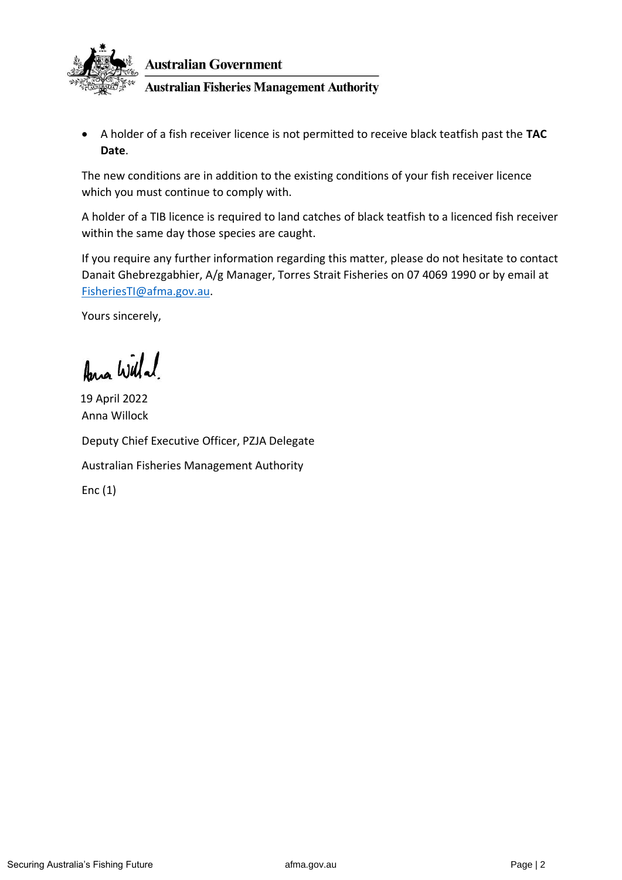- A holder of a fish receiver licence is not permitted to receive black teatfish past the **TAC Date**.

The new conditions are in addition to the existing conditions of your fish receiver licence which you must continue to comply with.

A holder of a TIB licence is required to land catches of black teatfish to a licenced fish receiver within the same day those species are caught.

If you require any further information regarding this matter, please do not hesitate to contact Danait Ghebrezgabhier, A/g Manager, Torres Strait Fisheries on 07 4069 1990 or by email at FisheriesTI@afma.gov.au.

Yours sincerely,

19 April 2022
Anna Willock

Deputy Chief Executive Officer, PZJA Delegate

Australian Fisheries Management Authority

Enc (1)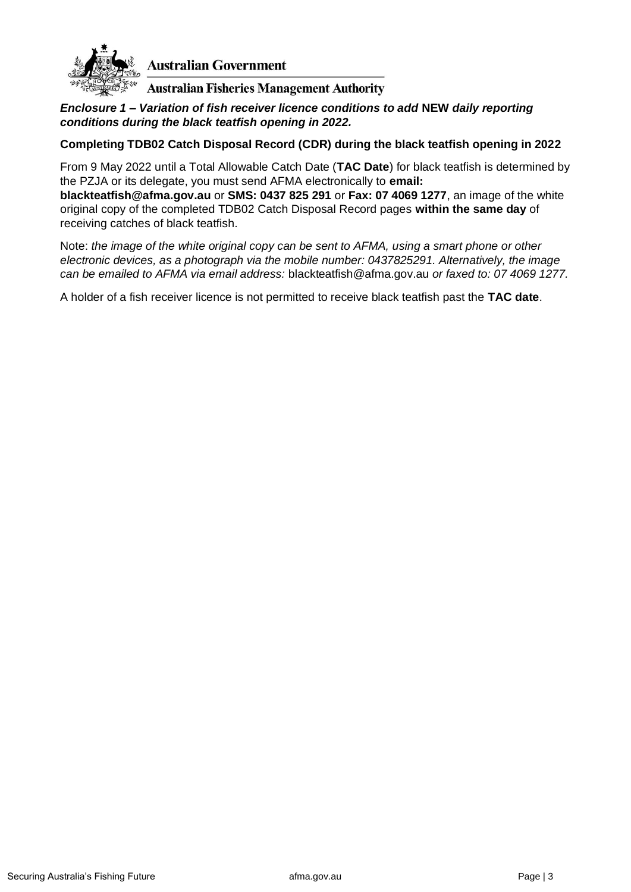Australian Government

Australian Fisheries Management Authority

***Enclosure 1 – Variation of fish receiver licence conditions to add* NEW *daily reporting conditions during the black teatfish opening in 2022.***

**Completing TDB02 Catch Disposal Record (CDR) during the black teatfish opening in 2022**

From 9 May 2022 until a Total Allowable Catch Date (**TAC Date**) for black teatfish is determined by the PZJA or its delegate, you must send AFMA electronically to **email: blackteatfish@afma.gov.au** or **SMS: 0437 825 291** or **Fax: 07 4069 1277**, an image of the white original copy of the completed TDB02 Catch Disposal Record pages **within the same day** of receiving catches of black teatfish.

Note: *the image of the white original copy can be sent to AFMA, using a smart phone or other electronic devices, as a photograph via the mobile number: 0437825291. Alternatively, the image can be emailed to AFMA via email address:* blackteatfish@afma.gov.au *or faxed to: 07 4069 1277.*

A holder of a fish receiver licence is not permitted to receive black teatfish past the **TAC date**.